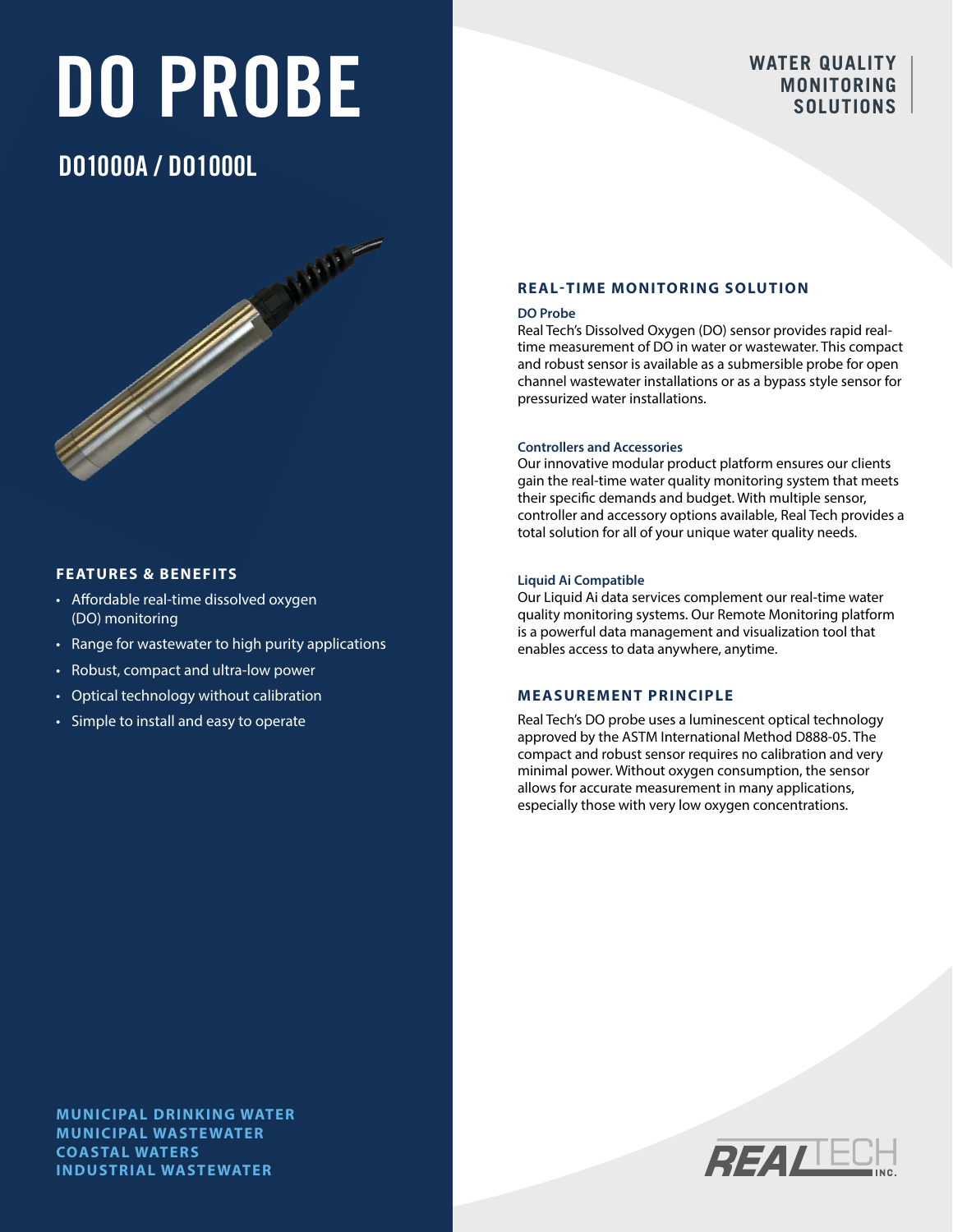# DO PROBE

## DO1000A / DO1000L

WATER QUALITY MONITORING SOLUTIONS

### FEATURES & BENEFITS

- Affordable real-time dissolved oxygen (DO) monitoring
- Range for wastewater to high purity applications
- Robust, compact and ultra-low power
- Optical technology without calibration
- Simple to install and easy to operate

**MUNICIPAL DRINKING WATER**
**MUNICIPAL WASTEWATER**
**COASTAL WATERS**
**INDUSTRIAL WASTEWATER**

### REAL-TIME MONITORING SOLUTION

**DO Probe**

Real Tech's Dissolved Oxygen (DO) sensor provides rapid real-time measurement of DO in water or wastewater. This compact and robust sensor is available as a submersible probe for open channel wastewater installations or as a bypass style sensor for pressurized water installations.

**Controllers and Accessories**

Our innovative modular product platform ensures our clients gain the real-time water quality monitoring system that meets their specific demands and budget. With multiple sensor, controller and accessory options available, Real Tech provides a total solution for all of your unique water quality needs.

**Liquid Ai Compatible**

Our Liquid Ai data services complement our real-time water quality monitoring systems. Our Remote Monitoring platform is a powerful data management and visualization tool that enables access to data anywhere, anytime.

### MEASUREMENT PRINCIPLE

Real Tech's DO probe uses a luminescent optical technology approved by the ASTM International Method D888-05. The compact and robust sensor requires no calibration and very minimal power. Without oxygen consumption, the sensor allows for accurate measurement in many applications, especially those with very low oxygen concentrations.

REAL TECH INC.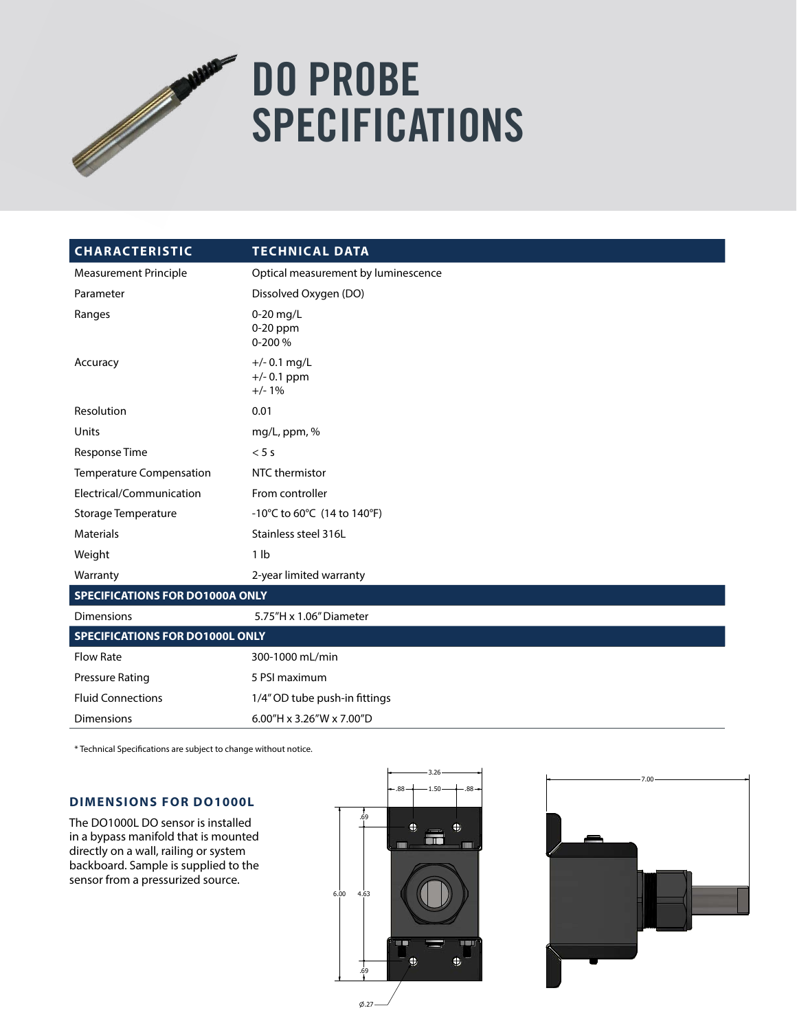# DO PROBE SPECIFICATIONS

| CHARACTERISTIC | TECHNICAL DATA |
|---|---|
| Measurement Principle | Optical measurement by luminescence |
| Parameter | Dissolved Oxygen (DO) |
| Ranges | 0-20 mg/L<br>0-20 ppm<br>0-200 % |
| Accuracy | +/- 0.1 mg/L<br>+/- 0.1 ppm<br>+/- 1% |
| Resolution | 0.01 |
| Units | mg/L, ppm, % |
| Response Time | < 5 s |
| Temperature Compensation | NTC thermistor |
| Electrical/Communication | From controller |
| Storage Temperature | -10°C to 60°C (14 to 140°F) |
| Materials | Stainless steel 316L |
| Weight | 1 lb |
| Warranty | 2-year limited warranty |
| **SPECIFICATIONS FOR DO1000A ONLY** | |
| Dimensions | 5.75"H x 1.06" Diameter |
| **SPECIFICATIONS FOR DO1000L ONLY** | |
| Flow Rate | 300-1000 mL/min |
| Pressure Rating | 5 PSI maximum |
| Fluid Connections | 1/4" OD tube push-in fittings |
| Dimensions | 6.00"H x 3.26"W x 7.00"D |

* Technical Specifications are subject to change without notice.

### DIMENSIONS FOR DO1000L

The DO1000L DO sensor is installed in a bypass manifold that is mounted directly on a wall, railing or system backboard. Sample is supplied to the sensor from a pressurized source.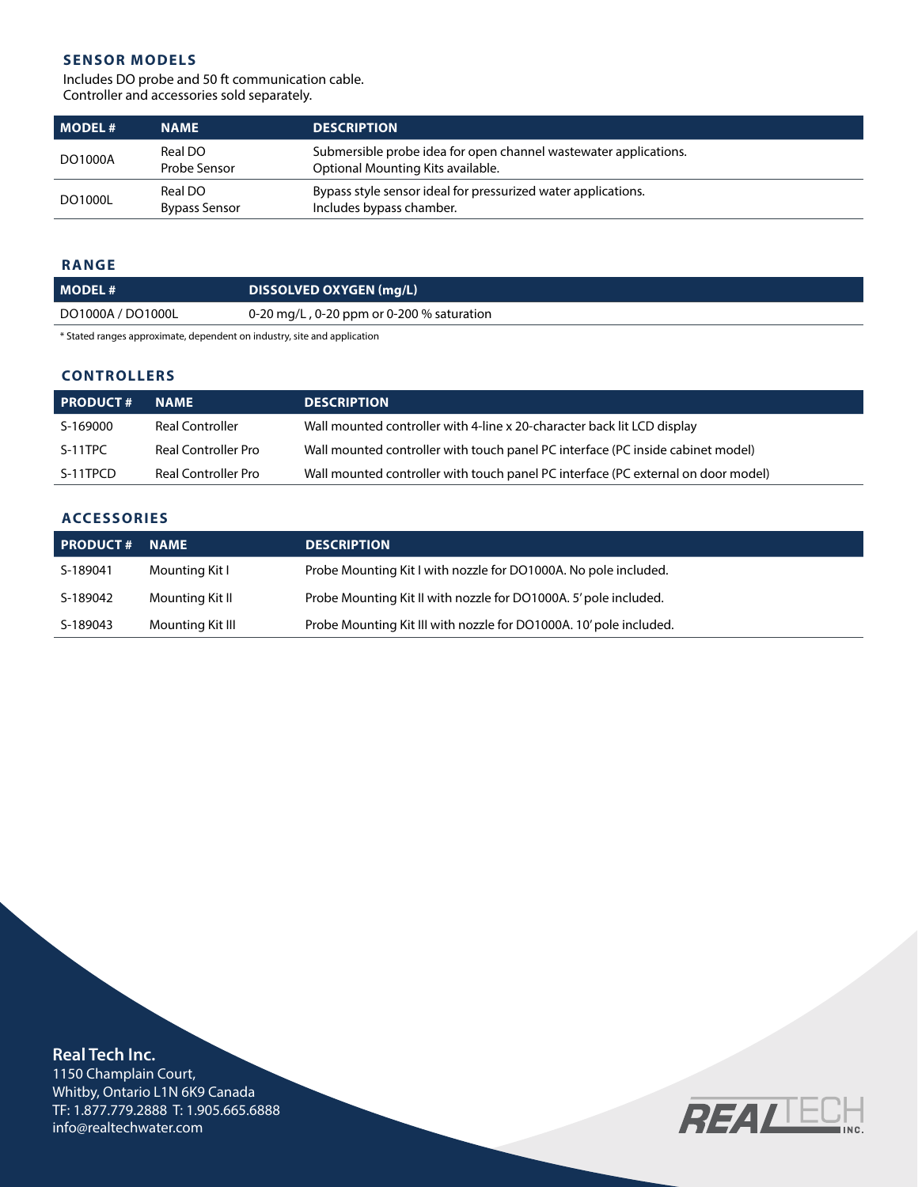## SENSOR MODELS

Includes DO probe and 50 ft communication cable.
Controller and accessories sold separately.

| MODEL # | NAME | DESCRIPTION |
|---|---|---|
| DO1000A | Real DO Probe Sensor | Submersible probe idea for open channel wastewater applications. Optional Mounting Kits available. |
| DO1000L | Real DO Bypass Sensor | Bypass style sensor ideal for pressurized water applications. Includes bypass chamber. |

## RANGE

| MODEL # | DISSOLVED OXYGEN (mg/L) |
|---|---|
| DO1000A / DO1000L | 0-20 mg/L , 0-20 ppm or 0-200 % saturation |

* Stated ranges approximate, dependent on industry, site and application

## CONTROLLERS

| PRODUCT # | NAME | DESCRIPTION |
|---|---|---|
| S-169000 | Real Controller | Wall mounted controller with 4-line x 20-character back lit LCD display |
| S-11TPC | Real Controller Pro | Wall mounted controller with touch panel PC interface (PC inside cabinet model) |
| S-11TPCD | Real Controller Pro | Wall mounted controller with touch panel PC interface (PC external on door model) |

## ACCESSORIES

| PRODUCT # | NAME | DESCRIPTION |
|---|---|---|
| S-189041 | Mounting Kit I | Probe Mounting Kit I with nozzle for DO1000A. No pole included. |
| S-189042 | Mounting Kit II | Probe Mounting Kit II with nozzle for DO1000A. 5' pole included. |
| S-189043 | Mounting Kit III | Probe Mounting Kit III with nozzle for DO1000A. 10' pole included. |

**Real Tech Inc.**
1150 Champlain Court,
Whitby, Ontario L1N 6K9 Canada
TF: 1.877.779.2888 T: 1.905.665.6888
info@realtechwater.com

REAL TECH INC.